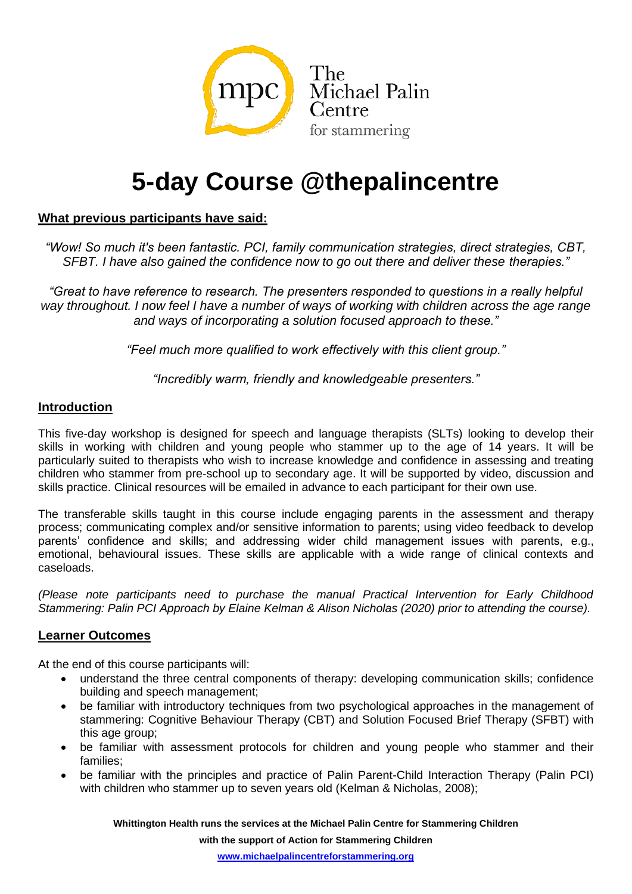The Michael Palin Centre for stammering

# 5-day Course @thepalincentre

## What previous participants have said:

*"Wow! So much it's been fantastic. PCI, family communication strategies, direct strategies, CBT, SFBT. I have also gained the confidence now to go out there and deliver these therapies."*

*"Great to have reference to research. The presenters responded to questions in a really helpful way throughout. I now feel I have a number of ways of working with children across the age range and ways of incorporating a solution focused approach to these."*

*"Feel much more qualified to work effectively with this client group."*

*"Incredibly warm, friendly and knowledgeable presenters."*

## Introduction

This five-day workshop is designed for speech and language therapists (SLTs) looking to develop their skills in working with children and young people who stammer up to the age of 14 years. It will be particularly suited to therapists who wish to increase knowledge and confidence in assessing and treating children who stammer from pre-school up to secondary age. It will be supported by video, discussion and skills practice. Clinical resources will be emailed in advance to each participant for their own use.

The transferable skills taught in this course include engaging parents in the assessment and therapy process; communicating complex and/or sensitive information to parents; using video feedback to develop parents' confidence and skills; and addressing wider child management issues with parents, e.g., emotional, behavioural issues. These skills are applicable with a wide range of clinical contexts and caseloads.

*(Please note participants need to purchase the manual Practical Intervention for Early Childhood Stammering: Palin PCI Approach by Elaine Kelman & Alison Nicholas (2020) prior to attending the course).*

## Learner Outcomes

At the end of this course participants will:

- understand the three central components of therapy: developing communication skills; confidence building and speech management;
- be familiar with introductory techniques from two psychological approaches in the management of stammering: Cognitive Behaviour Therapy (CBT) and Solution Focused Brief Therapy (SFBT) with this age group;
- be familiar with assessment protocols for children and young people who stammer and their families;
- be familiar with the principles and practice of Palin Parent-Child Interaction Therapy (Palin PCI) with children who stammer up to seven years old (Kelman & Nicholas, 2008);

**Whittington Health runs the services at the Michael Palin Centre for Stammering Children**

**with the support of Action for Stammering Children**

**www.michaelpalincentreforstammering.org**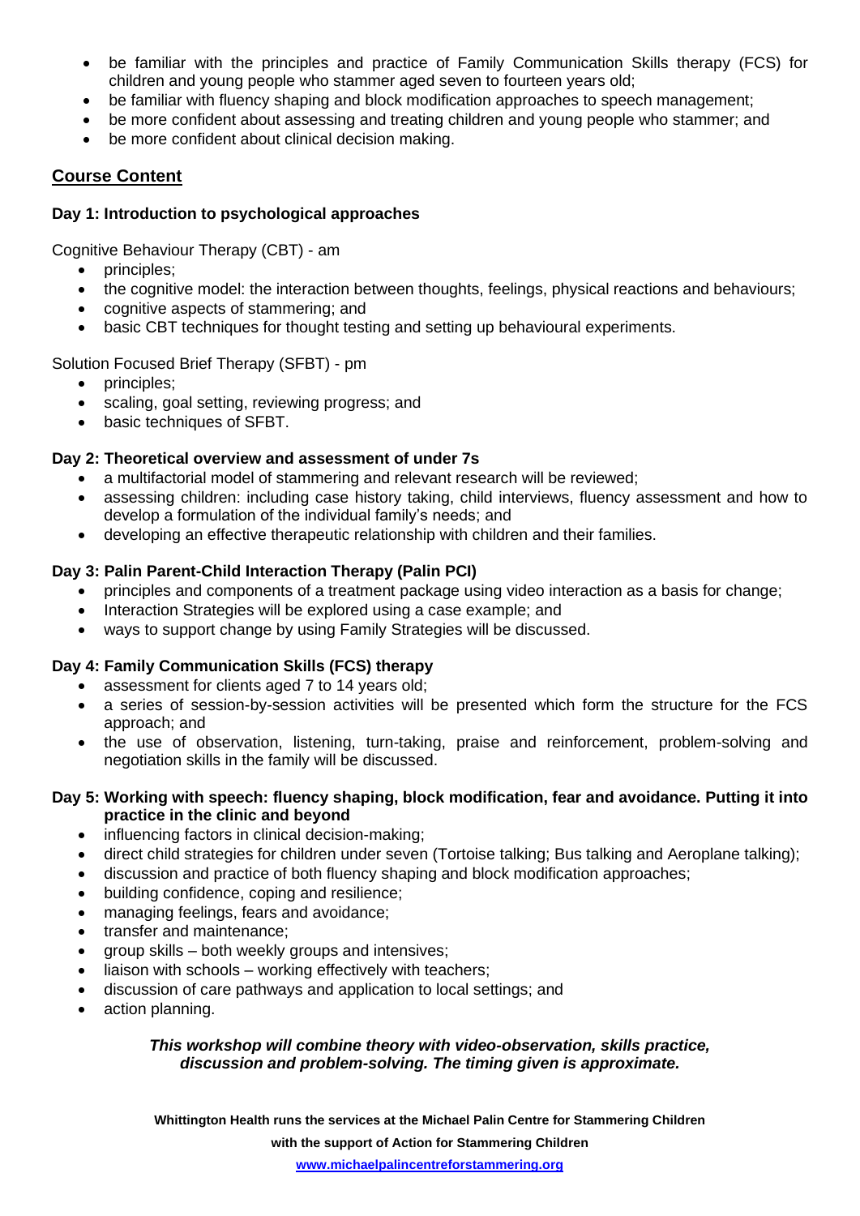- be familiar with the principles and practice of Family Communication Skills therapy (FCS) for children and young people who stammer aged seven to fourteen years old;
- be familiar with fluency shaping and block modification approaches to speech management;
- be more confident about assessing and treating children and young people who stammer; and
- be more confident about clinical decision making.

## Course Content

### Day 1: Introduction to psychological approaches

Cognitive Behaviour Therapy (CBT) - am

- principles;
- the cognitive model: the interaction between thoughts, feelings, physical reactions and behaviours;
- cognitive aspects of stammering; and
- basic CBT techniques for thought testing and setting up behavioural experiments.

Solution Focused Brief Therapy (SFBT) - pm

- principles;
- scaling, goal setting, reviewing progress; and
- basic techniques of SFBT.

### Day 2: Theoretical overview and assessment of under 7s

- a multifactorial model of stammering and relevant research will be reviewed;
- assessing children: including case history taking, child interviews, fluency assessment and how to develop a formulation of the individual family's needs; and
- developing an effective therapeutic relationship with children and their families.

### Day 3: Palin Parent-Child Interaction Therapy (Palin PCI)

- principles and components of a treatment package using video interaction as a basis for change;
- Interaction Strategies will be explored using a case example; and
- ways to support change by using Family Strategies will be discussed.

### Day 4: Family Communication Skills (FCS) therapy

- assessment for clients aged 7 to 14 years old;
- a series of session-by-session activities will be presented which form the structure for the FCS approach; and
- the use of observation, listening, turn-taking, praise and reinforcement, problem-solving and negotiation skills in the family will be discussed.

### Day 5: Working with speech: fluency shaping, block modification, fear and avoidance. Putting it into practice in the clinic and beyond

- influencing factors in clinical decision-making;
- direct child strategies for children under seven (Tortoise talking; Bus talking and Aeroplane talking);
- discussion and practice of both fluency shaping and block modification approaches;
- building confidence, coping and resilience;
- managing feelings, fears and avoidance;
- transfer and maintenance;
- group skills – both weekly groups and intensives;
- liaison with schools – working effectively with teachers;
- discussion of care pathways and application to local settings; and
- action planning.

***This workshop will combine theory with video-observation, skills practice, discussion and problem-solving. The timing given is approximate.***

**Whittington Health runs the services at the Michael Palin Centre for Stammering Children**

**with the support of Action for Stammering Children**

**www.michaelpalincentreforstammering.org**